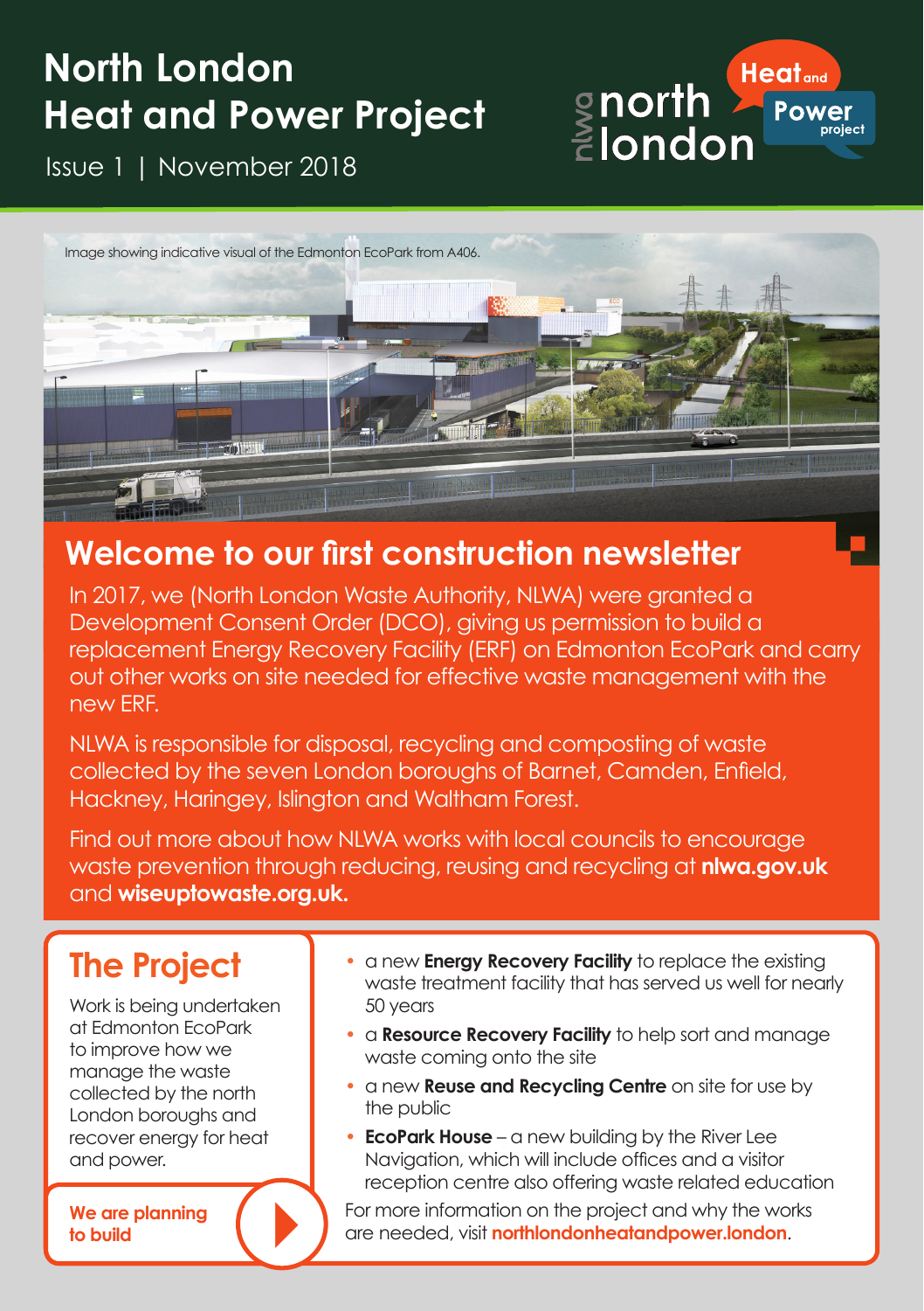# North London Heat and Power Project

Issue 1 | November 2018

Image showing indicative visual of the Edmonton EcoPark from A406.

## Welcome to our first construction newsletter

In 2017, we (North London Waste Authority, NLWA) were granted a Development Consent Order (DCO), giving us permission to build a replacement Energy Recovery Facility (ERF) on Edmonton EcoPark and carry out other works on site needed for effective waste management with the new ERF.

NLWA is responsible for disposal, recycling and composting of waste collected by the seven London boroughs of Barnet, Camden, Enfield, Hackney, Haringey, Islington and Waltham Forest.

Find out more about how NLWA works with local councils to encourage waste prevention through reducing, reusing and recycling at **nlwa.gov.uk** and **wiseuptowaste.org.uk.**

## The Project

Work is being undertaken at Edmonton EcoPark to improve how we manage the waste collected by the north London boroughs and recover energy for heat and power.

**We are planning to build**

- a new **Energy Recovery Facility** to replace the existing waste treatment facility that has served us well for nearly 50 years
- a **Resource Recovery Facility** to help sort and manage waste coming onto the site
- a new **Reuse and Recycling Centre** on site for use by the public
- **EcoPark House** – a new building by the River Lee Navigation, which will include offices and a visitor reception centre also offering waste related education

For more information on the project and why the works are needed, visit **northlondonheatandpower.london**.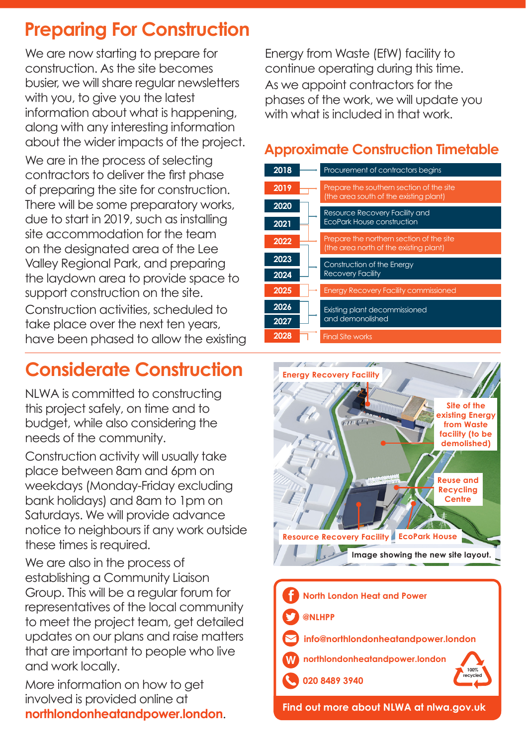# Preparing For Construction

We are now starting to prepare for construction. As the site becomes busier, we will share regular newsletters with you, to give you the latest information about what is happening, along with any interesting information about the wider impacts of the project.

We are in the process of selecting contractors to deliver the first phase of preparing the site for construction. There will be some preparatory works, due to start in 2019, such as installing site accommodation for the team on the designated area of the Lee Valley Regional Park, and preparing the laydown area to provide space to support construction on the site.

Construction activities, scheduled to take place over the next ten years, have been phased to allow the existing Energy from Waste (EfW) facility to continue operating during this time.

As we appoint contractors for the phases of the work, we will update you with what is included in that work.

## Approximate Construction Timetable

| | |
|---|---|
| 2018 | Procurement of contractors begins |
| 2019 | Prepare the southern section of the site (the area south of the existing plant) |
| 2020–2021 | Resource Recovery Facility and EcoPark House construction |
| 2022 | Prepare the northern section of the site (the area north of the existing plant) |
| 2023–2024 | Construction of the Energy Recovery Facility |
| 2025 | Energy Recovery Facility commissioned |
| 2026–2027 | Existing plant decommissioned and demonolished |
| 2028 | Final Site works |

# Considerate Construction

NLWA is committed to constructing this project safely, on time and to budget, while also considering the needs of the community.

Construction activity will usually take place between 8am and 6pm on weekdays (Monday-Friday excluding bank holidays) and 8am to 1pm on Saturdays. We will provide advance notice to neighbours if any work outside these times is required.

We are also in the process of establishing a Community Liaison Group. This will be a regular forum for representatives of the local community to meet the project team, get detailed updates on our plans and raise matters that are important to people who live and work locally.

More information on how to get involved is provided online at **northlondonheatandpower.london**.

Energy Recovery Facility

Site of the existing Energy from Waste facility (to be demolished)

Reuse and Recycling Centre

Resource Recovery Facility

EcoPark House

Image showing the new site layout.

North London Heat and Power

@NLHPP

info@northlondonheatandpower.london

northlondonheatandpower.london

020 8489 3940

100% recycled

**Find out more about NLWA at nlwa.gov.uk**